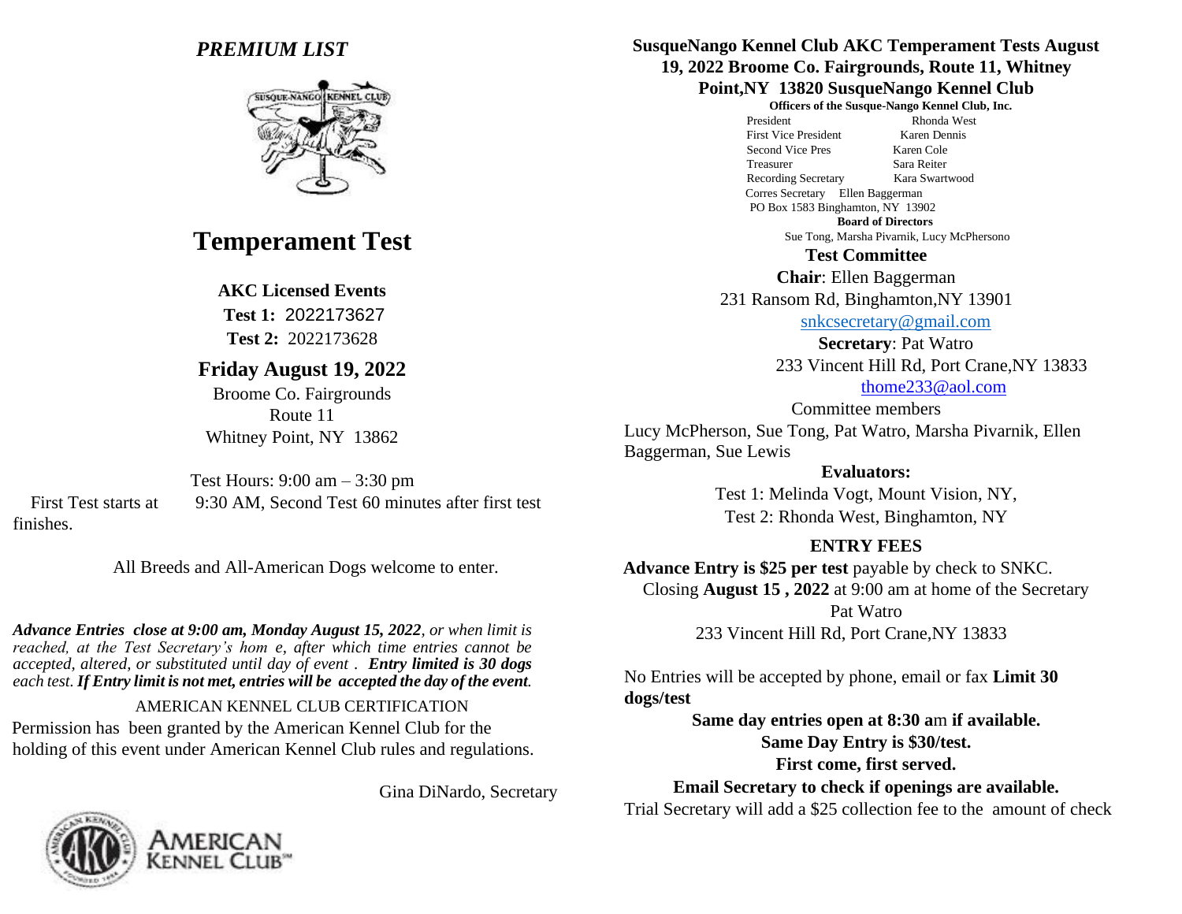*PREMIUM LIST*

# Temperament Test

**AKC Licensed Events**

**Test 1:** 2022173627

**Test 2:** 2022173628

## Friday August 19, 2022

Broome Co. Fairgrounds
Route 11
Whitney Point, NY 13862

Test Hours: 9:00 am – 3:30 pm

First Test starts at 9:30 AM, Second Test 60 minutes after first test finishes.

All Breeds and All-American Dogs welcome to enter.

***Advance Entries close at 9:00 am, Monday August 15, 2022****, or when limit is reached, at the Test Secretaty's hom e, after which time entries cannot be accepted, altered, or substituted until day of event .* ***Entry limited is 30 dogs*** *each test.* ***If Entry limit is not met, entries will be accepted the day of the event.***

AMERICAN KENNEL CLUB CERTIFICATION

Permission has been granted by the American Kennel Club for the holding of this event under American Kennel Club rules and regulations.

Gina DiNardo, Secretary

**SusqueNango Kennel Club AKC Temperament Tests August 19, 2022 Broome Co. Fairgrounds, Route 11, Whitney Point,NY 13820 SusqueNango Kennel Club**

**Officers of the Susque-Nango Kennel Club, Inc.**

| | |
|---|---|
| President | Rhonda West |
| First Vice President | Karen Dennis |
| Second Vice Pres | Karen Cole |
| Treasurer | Sara Reiter |
| Recording Secretary | Kara Swartwood |
| Corres Secretary | Ellen Baggerman |

PO Box 1583 Binghamton, NY 13902

**Board of Directors**

Sue Tong, Marsha Pivarnik, Lucy McPhersono

**Test Committee**

**Chair**: Ellen Baggerman
231 Ransom Rd, Binghamton,NY 13901
snkcsecretary@gmail.com

**Secretary**: Pat Watro
233 Vincent Hill Rd, Port Crane,NY 13833
thome233@aol.com

Committee members

Lucy McPherson, Sue Tong, Pat Watro, Marsha Pivarnik, Ellen Baggerman, Sue Lewis

**Evaluators:**

Test 1: Melinda Vogt, Mount Vision, NY,
Test 2: Rhonda West, Binghamton, NY

**ENTRY FEES**

**Advance Entry is $25 per test** payable by check to SNKC.
Closing **August 15 , 2022** at 9:00 am at home of the Secretary
Pat Watro
233 Vincent Hill Rd, Port Crane,NY 13833

No Entries will be accepted by phone, email or fax **Limit 30 dogs/test**

**Same day entries open at 8:30 a**m **if available.**
**Same Day Entry is $30/test.**
**First come, first served.**
**Email Secretary to check if openings are available.**

Trial Secretary will add a $25 collection fee to the amount of check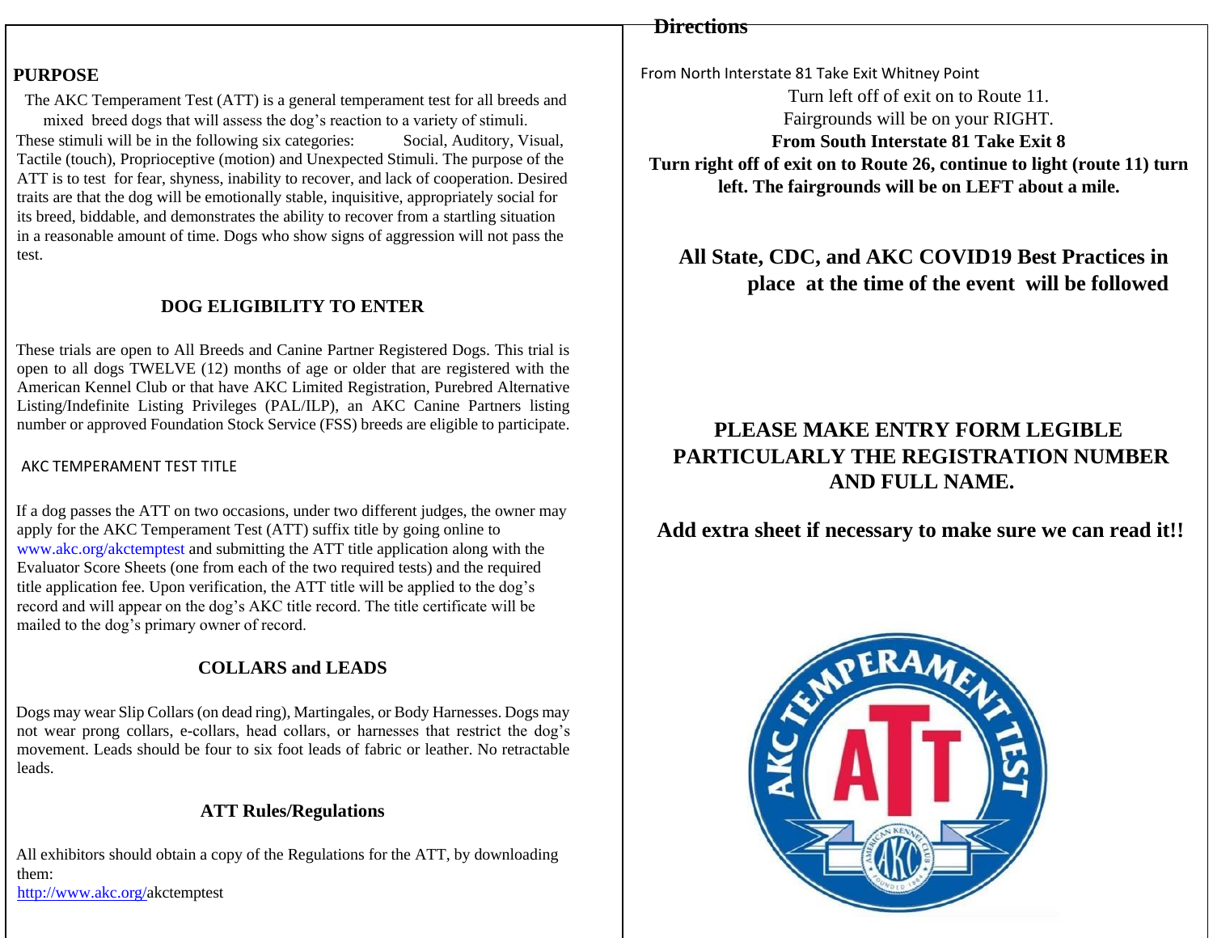## PURPOSE

The AKC Temperament Test (ATT) is a general temperament test for all breeds and mixed breed dogs that will assess the dog's reaction to a variety of stimuli. These stimuli will be in the following six categories: Social, Auditory, Visual, Tactile (touch), Proprioceptive (motion) and Unexpected Stimuli. The purpose of the ATT is to test for fear, shyness, inability to recover, and lack of cooperation. Desired traits are that the dog will be emotionally stable, inquisitive, appropriately social for its breed, biddable, and demonstrates the ability to recover from a startling situation in a reasonable amount of time. Dogs who show signs of aggression will not pass the test.

## DOG ELIGIBILITY TO ENTER

These trials are open to All Breeds and Canine Partner Registered Dogs. This trial is open to all dogs TWELVE (12) months of age or older that are registered with the American Kennel Club or that have AKC Limited Registration, Purebred Alternative Listing/Indefinite Listing Privileges (PAL/ILP), an AKC Canine Partners listing number or approved Foundation Stock Service (FSS) breeds are eligible to participate.

### AKC TEMPERAMENT TEST TITLE

If a dog passes the ATT on two occasions, under two different judges, the owner may apply for the AKC Temperament Test (ATT) suffix title by going online to www.akc.org/akctemptest and submitting the ATT title application along with the Evaluator Score Sheets (one from each of the two required tests) and the required title application fee. Upon verification, the ATT title will be applied to the dog's record and will appear on the dog's AKC title record. The title certificate will be mailed to the dog's primary owner of record.

## COLLARS and LEADS

Dogs may wear Slip Collars (on dead ring), Martingales, or Body Harnesses. Dogs may not wear prong collars, e-collars, head collars, or harnesses that restrict the dog's movement. Leads should be four to six foot leads of fabric or leather. No retractable leads.

## ATT Rules/Regulations

All exhibitors should obtain a copy of the Regulations for the ATT, by downloading them:
http://www.akc.org/akctemptest

## Directions

From North Interstate 81 Take Exit Whitney Point

Turn left off of exit on to Route 11.
Fairgrounds will be on your RIGHT.

**From South Interstate 81 Take Exit 8**

**Turn right off of exit on to Route 26, continue to light (route 11) turn left. The fairgrounds will be on LEFT about a mile.**

**All State, CDC, and AKC COVID19 Best Practices in place at the time of the event will be followed**

**PLEASE MAKE ENTRY FORM LEGIBLE PARTICULARLY THE REGISTRATION NUMBER AND FULL NAME.**

**Add extra sheet if necessary to make sure we can read it!!**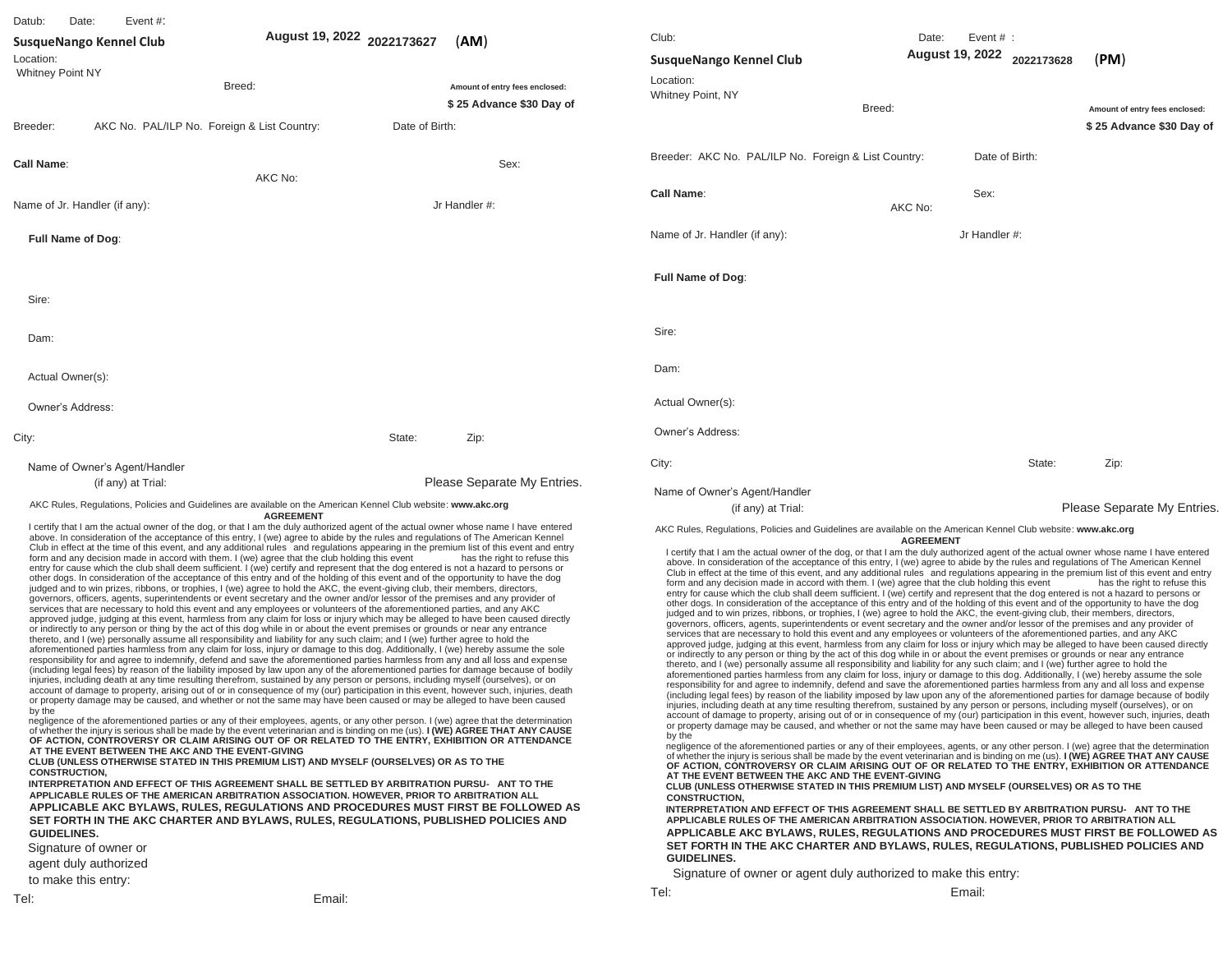Datub: Date: Event #:

**SusqueNango Kennel Club** **August 19, 2022** **2022173627** (**AM**)

Location:
Whitney Point NY

Breed:

**Amount of entry fees enclosed:**
**$ 25 Advance $30 Day of**

Breeder: AKC No. PAL/ILP No. Foreign & List Country: Date of Birth:

**Call Name**: Sex:

AKC No:

Name of Jr. Handler (if any): Jr Handler #:

**Full Name of Dog**:

Sire:

Dam:

Actual Owner(s):

Owner's Address:

City: State: Zip:

Name of Owner's Agent/Handler
(if any) at Trial:

Please Separate My Entries.

AKC Rules, Regulations, Policies and Guidelines are available on the American Kennel Club website: **www.akc.org**

**AGREEMENT**

I certify that I am the actual owner of the dog, or that I am the duly authorized agent of the actual owner whose name I have entered above. In consideration of the acceptance of this entry, I (we) agree to abide by the rules and regulations of The American Kennel Club in effect at the time of this event, and any additional rules and regulations appearing in the premium list of this event and entry form and any decision made in accord with them. I (we) agree that the club holding this event has the right to refuse this entry for cause which the club shall deem sufficient. I (we) certify and represent that the dog entered is not a hazard to persons or other dogs. In consideration of the acceptance of this entry and of the holding of this event and of the opportunity to have the dog judged and to win prizes, ribbons, or trophies, I (we) agree to hold the AKC, the event-giving club, their members, directors, governors, officers, agents, superintendents or event secretary and the owner and/or lessor of the premises and any provider of services that are necessary to hold this event and any employees or volunteers of the aforementioned parties, and any AKC approved judge, judging at this event, harmless from any claim for loss or injury which may be alleged to have been caused directly or indirectly to any person or thing by the act of this dog while in or about the event premises or grounds or near any entrance thereto, and I (we) personally assume all responsibility and liability for any such claim; and I (we) further agree to hold the aforementioned parties harmless from any claim for loss, injury or damage to this dog. Additionally, I (we) hereby assume the sole responsibility for and agree to indemnify, defend and save the aforementioned parties harmless from any and all loss and expense (including legal fees) by reason of the liability imposed by law upon any of the aforementioned parties for damage because of bodily injuries, including death at any time resulting therefrom, sustained by any person or persons, including myself (ourselves), or on account of damage to property, arising out of or in consequence of my (our) participation in this event, however such, injuries, death or property damage may be caused, and whether or not the same may have been caused or may be alleged to have been caused by the negligence of the aforementioned parties or any of their employees, agents, or any other person. I (we) agree that the determination of whether the injury is serious shall be made by the event veterinarian and is binding on me (us). **I (WE) AGREE THAT ANY CAUSE OF ACTION, CONTROVERSY OR CLAIM ARISING OUT OF OR RELATED TO THE ENTRY, EXHIBITION OR ATTENDANCE AT THE EVENT BETWEEN THE AKC AND THE EVENT-GIVING CLUB (UNLESS OTHERWISE STATED IN THIS PREMIUM LIST) AND MYSELF (OURSELVES) OR AS TO THE CONSTRUCTION, INTERPRETATION AND EFFECT OF THIS AGREEMENT SHALL BE SETTLED BY ARBITRATION PURSU- ANT TO THE APPLICABLE RULES OF THE AMERICAN ARBITRATION ASSOCIATION. HOWEVER, PRIOR TO ARBITRATION ALL APPLICABLE AKC BYLAWS, RULES, REGULATIONS AND PROCEDURES MUST FIRST BE FOLLOWED AS SET FORTH IN THE AKC CHARTER AND BYLAWS, RULES, REGULATIONS, PUBLISHED POLICIES AND GUIDELINES.**

Signature of owner or agent duly authorized to make this entry:

Tel: Email:

---

Club: Date: Event # :

**SusqueNango Kennel Club** **August 19, 2022** **2022173628** (**PM**)

Location:
Whitney Point, NY

Breed:

**Amount of entry fees enclosed:**
**$ 25 Advance $30 Day of**

Breeder: AKC No. PAL/ILP No. Foreign & List Country: Date of Birth:

**Call Name**: Sex:

AKC No:

Name of Jr. Handler (if any): Jr Handler #:

**Full Name of Dog**:

Sire:

Dam:

Actual Owner(s):

Owner's Address:

City: State: Zip:

Name of Owner's Agent/Handler
(if any) at Trial:

Please Separate My Entries.

AKC Rules, Regulations, Policies and Guidelines are available on the American Kennel Club website: **www.akc.org**

**AGREEMENT**

I certify that I am the actual owner of the dog, or that I am the duly authorized agent of the actual owner whose name I have entered above. In consideration of the acceptance of this entry, I (we) agree to abide by the rules and regulations of The American Kennel Club in effect at the time of this event, and any additional rules and regulations appearing in the premium list of this event and entry form and any decision made in accord with them. I (we) agree that the club holding this event has the right to refuse this entry for cause which the club shall deem sufficient. I (we) certify and represent that the dog entered is not a hazard to persons or other dogs. In consideration of the acceptance of this entry and of the holding of this event and of the opportunity to have the dog judged and to win prizes, ribbons, or trophies, I (we) agree to hold the AKC, the event-giving club, their members, directors, governors, officers, agents, superintendents or event secretary and the owner and/or lessor of the premises and any provider of services that are necessary to hold this event and any employees or volunteers of the aforementioned parties, and any AKC approved judge, judging at this event, harmless from any claim for loss or injury which may be alleged to have been caused directly or indirectly to any person or thing by the act of this dog while in or about the event premises or grounds or near any entrance thereto, and I (we) personally assume all responsibility and liability for any such claim; and I (we) further agree to hold the aforementioned parties harmless from any claim for loss, injury or damage to this dog. Additionally, I (we) hereby assume the sole responsibility for and agree to indemnify, defend and save the aforementioned parties harmless from any and all loss and expense (including legal fees) by reason of the liability imposed by law upon any of the aforementioned parties for damage because of bodily injuries, including death at any time resulting therefrom, sustained by any person or persons, including myself (ourselves), or on account of damage to property, arising out of or in consequence of my (our) participation in this event, however such, injuries, death or property damage may be caused, and whether or not the same may have been caused or may be alleged to have been caused by the negligence of the aforementioned parties or any of their employees, agents, or any other person. I (we) agree that the determination of whether the injury is serious shall be made by the event veterinarian and is binding on me (us). **I (WE) AGREE THAT ANY CAUSE OF ACTION, CONTROVERSY OR CLAIM ARISING OUT OF OR RELATED TO THE ENTRY, EXHIBITION OR ATTENDANCE AT THE EVENT BETWEEN THE AKC AND THE EVENT-GIVING CLUB (UNLESS OTHERWISE STATED IN THIS PREMIUM LIST) AND MYSELF (OURSELVES) OR AS TO THE CONSTRUCTION, INTERPRETATION AND EFFECT OF THIS AGREEMENT SHALL BE SETTLED BY ARBITRATION PURSU- ANT TO THE APPLICABLE RULES OF THE AMERICAN ARBITRATION ASSOCIATION. HOWEVER, PRIOR TO ARBITRATION ALL APPLICABLE AKC BYLAWS, RULES, REGULATIONS AND PROCEDURES MUST FIRST BE FOLLOWED AS SET FORTH IN THE AKC CHARTER AND BYLAWS, RULES, REGULATIONS, PUBLISHED POLICIES AND GUIDELINES.**

Signature of owner or agent duly authorized to make this entry:

Tel: Email: